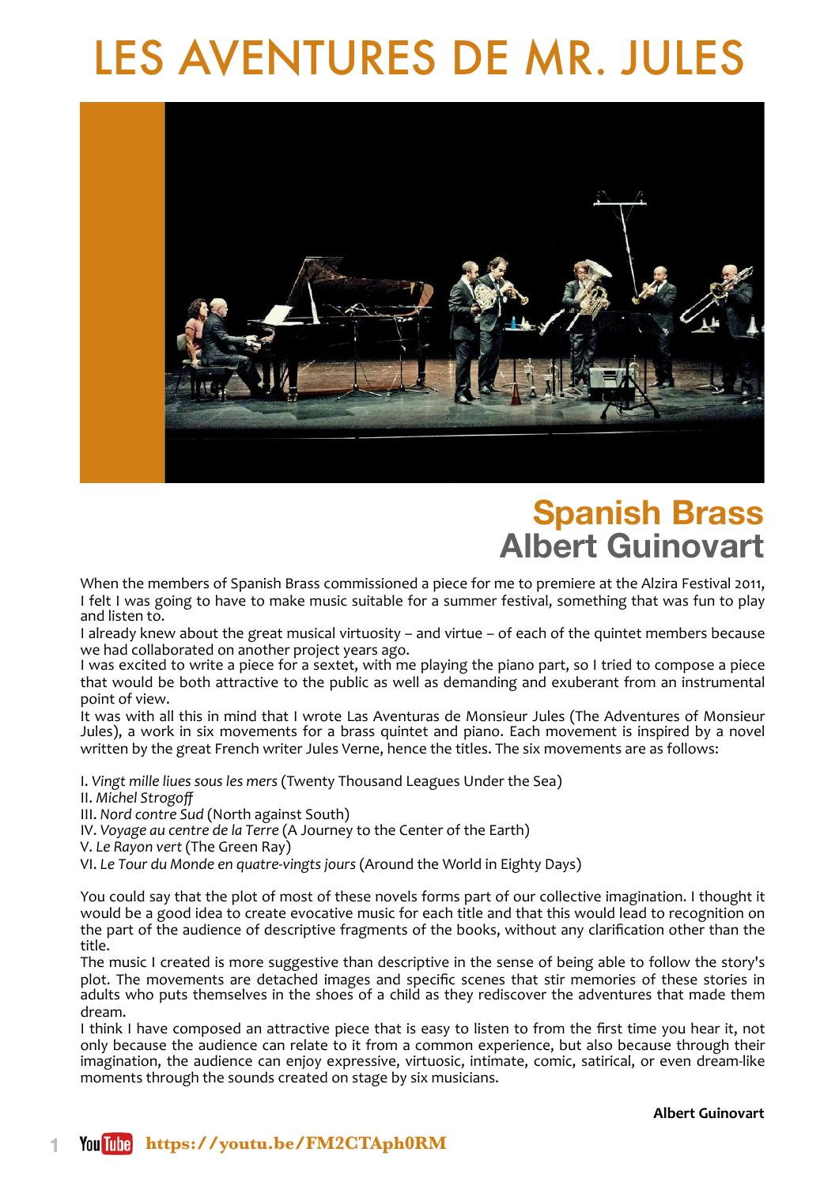# LES AVENTURES DE MR. JULES

## Spanish Brass
## Albert Guinovart

When the members of Spanish Brass commissioned a piece for me to premiere at the Alzira Festival 2011, I felt I was going to have to make music suitable for a summer festival, something that was fun to play and listen to.
I already knew about the great musical virtuosity – and virtue – of each of the quintet members because we had collaborated on another project years ago.
I was excited to write a piece for a sextet, with me playing the piano part, so I tried to compose a piece that would be both attractive to the public as well as demanding and exuberant from an instrumental point of view.
It was with all this in mind that I wrote Las Aventuras de Monsieur Jules (The Adventures of Monsieur Jules), a work in six movements for a brass quintet and piano. Each movement is inspired by a novel written by the great French writer Jules Verne, hence the titles. The six movements are as follows:

I. *Vingt mille liues sous les mers* (Twenty Thousand Leagues Under the Sea)
II. *Michel Strogoff*
III. *Nord contre Sud* (North against South)
IV. *Voyage au centre de la Terre* (A Journey to the Center of the Earth)
V. *Le Rayon vert* (The Green Ray)
VI. *Le Tour du Monde en quatre-vingts jours* (Around the World in Eighty Days)

You could say that the plot of most of these novels forms part of our collective imagination. I thought it would be a good idea to create evocative music for each title and that this would lead to recognition on the part of the audience of descriptive fragments of the books, without any clarification other than the title.
The music I created is more suggestive than descriptive in the sense of being able to follow the story's plot. The movements are detached images and specific scenes that stir memories of these stories in adults who puts themselves in the shoes of a child as they rediscover the adventures that made them dream.
I think I have composed an attractive piece that is easy to listen to from the first time you hear it, not only because the audience can relate to it from a common experience, but also because through their imagination, the audience can enjoy expressive, virtuosic, intimate, comic, satirical, or even dream-like moments through the sounds created on stage by six musicians.

**Albert Guinovart**

YouTube **https://youtu.be/FM2CTAph0RM**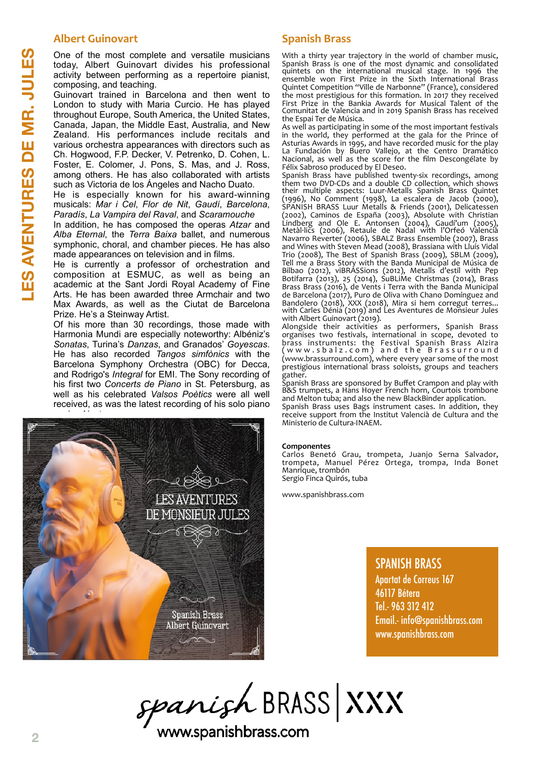## Albert Guinovart

One of the most complete and versatile musicians today, Albert Guinovart divides his professional activity between performing as a repertoire pianist, composing, and teaching.

Guinovart trained in Barcelona and then went to London to study with Maria Curcio. He has played throughout Europe, South America, the United States, Canada, Japan, the Middle East, Australia, and New Zealand. His performances include recitals and various orchestra appearances with directors such as Ch. Hogwood, F.P. Decker, V. Petrenko, D. Cohen, L. Foster, E. Colomer, J. Pons, S. Mas, and J. Ross, among others. He has also collaborated with artists such as Victoria de los Ángeles and Nacho Duato.

He is especially known for his award-winning musicals: *Mar i Cel*, *Flor de Nit*, *Gaudí*, *Barcelona*, *Paradís*, *La Vampira del Raval*, and *Scaramouche*

In addition, he has composed the operas *Atzar* and *Alba Eternal*, the *Terra Baixa* ballet, and numerous symphonic, choral, and chamber pieces. He has also made appearances on television and in films.

He is currently a professor of orchestration and composition at ESMUC, as well as being an academic at the Sant Jordi Royal Academy of Fine Arts. He has been awarded three Armchair and two Max Awards, as well as the Ciutat de Barcelona Prize. He's a Steinway Artist.

Of his more than 30 recordings, those made with Harmonia Mundi are especially noteworthy: Albéniz's *Sonatas*, Turina's *Danzas*, and Granados' *Goyescas*. He has also recorded *Tangos simfònics* with the Barcelona Symphony Orchestra (OBC) for Decca, and Rodrigo's *Integral* for EMI. The Sony recording of his first two *Concerts de Piano* in St. Petersburg, as well as his celebrated *Valsos Poètics* were all well received, as was the latest recording of his solo piano

## Spanish Brass

With a thirty year trajectory in the world of chamber music, Spanish Brass is one of the most dynamic and consolidated quintets on the international musical stage. In 1996 the ensemble won First Prize in the Sixth International Brass Quintet Competition "Ville de Narbonne" (France), considered the most prestigious for this formation. In 2017 they received First Prize in the Bankia Awards for Musical Talent of the Comunitat de Valencia and in 2019 Spanish Brass has received the Espai Ter de Música.

As well as participating in some of the most important festivals in the world, they performed at the gala for the Prince of Asturias Awards in 1995, and have recorded music for the play La Fundación by Buero Vallejo, at the Centro Dramático Nacional, as well as the score for the film Descongélate by Félix Sabroso produced by El Deseo.

Spanish Brass have published twenty-six recordings, among them two DVD-CDs and a double CD collection, which shows their multiple aspects: Luur-Metalls Spanish Brass Quintet (1996), No Comment (1998), La escalera de Jacob (2000), SPANISH BRASS Luur Metalls & Friends (2001), Delicatessen (2002), Caminos de España (2003), Absolute with Christian Lindberg and Ole E. Antonsen (2004), Gaudí'um (2005), Metàl·lics (2006), Retaule de Nadal with l'Orfeó València Navarro Reverter (2006), SBALZ Brass Ensemble (2007), Brass and Wines with Steven Mead (2008), Brassiana with Lluís Vidal Trio (2008), The Best of Spanish Brass (2009), SBLM (2009), Tell me a Brass Story with the Banda Municipal de Música de Bilbao (2012), viBRASSions (2012), Metalls d'estil with Pep Botifarra (2013), 25 (2014), SuBLiMe Christmas (2014), Brass Brass Brass (2016), de Vents i Terra with the Banda Municipal de Barcelona (2017), Puro de Oliva with Chano Domínguez and Bandolero (2018), XXX (2018), Mira si hem corregut terres... with Carles Dénia (2019) and Les Aventures de Monsieur Jules with Albert Guinovart (2019).

Alongside their activities as performers, Spanish Brass organises two festivals, international in scope, devoted to brass instruments: the Festival Spanish Brass Alzira (www.sbalz.com) and the Brassurround (www.brassurround.com), where every year some of the most prestigious international brass soloists, groups and teachers gather.

Spanish Brass are sponsored by Buffet Crampon and play with B&S trumpets, a Hans Hoyer French horn, Courtois trombone and Melton tuba; and also the new BlackBinder application.

Spanish Brass uses Bags instrument cases. In addition, they receive support from the Institut Valencià de Cultura and the Ministerio de Cultura-INAEM.

**Componentes**

Carlos Benetó Grau, trompeta, Juanjo Serna Salvador, trompeta, Manuel Pérez Ortega, trompa, Inda Bonet Manrique, trombón

Sergio Finca Quirós, tuba

www.spanishbrass.com

LES AVENTURES DE MONSIEUR JULES

Spanish Brass
Albert Guinovart

SPANISH BRASS
Apartat de Correus 167
46117 Bétera
Tel.- 963 312 412
Email.- info@spanishbrass.com
www.spanishbrass.com

spanish BRASS | XXX
www.spanishbrass.com